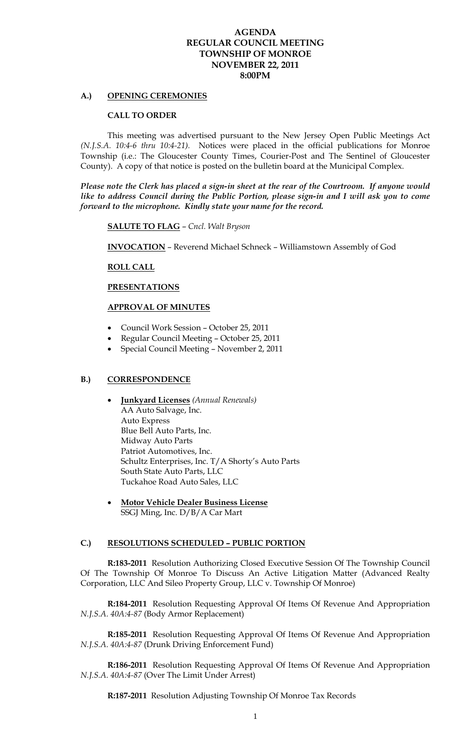# AGENDA
# REGULAR COUNCIL MEETING
# TOWNSHIP OF MONROE
# NOVEMBER 22, 2011
# 8:00PM

## A.) OPENING CEREMONIES

### CALL TO ORDER

This meeting was advertised pursuant to the New Jersey Open Public Meetings Act *(N.J.S.A. 10:4-6 thru 10:4-21).* Notices were placed in the official publications for Monroe Township (i.e.: The Gloucester County Times, Courier-Post and The Sentinel of Gloucester County). A copy of that notice is posted on the bulletin board at the Municipal Complex.

***Please note the Clerk has placed a sign-in sheet at the rear of the Courtroom. If anyone would like to address Council during the Public Portion, please sign-in and I will ask you to come forward to the microphone. Kindly state your name for the record.***

**SALUTE TO FLAG** – *Cncl. Walt Bryson*

**INVOCATION** – Reverend Michael Schneck – Williamstown Assembly of God

**ROLL CALL**

**PRESENTATIONS**

**APPROVAL OF MINUTES**

- Council Work Session – October 25, 2011
- Regular Council Meeting – October 25, 2011
- Special Council Meeting – November 2, 2011

## B.) CORRESPONDENCE

- **Junkyard Licenses** *(Annual Renewals)*
  AA Auto Salvage, Inc.
  Auto Express
  Blue Bell Auto Parts, Inc.
  Midway Auto Parts
  Patriot Automotives, Inc.
  Schultz Enterprises, Inc. T/A Shorty's Auto Parts
  South State Auto Parts, LLC
  Tuckahoe Road Auto Sales, LLC

- **Motor Vehicle Dealer Business License**
  SSGJ Ming, Inc. D/B/A Car Mart

## C.) RESOLUTIONS SCHEDULED – PUBLIC PORTION

**R:183-2011** Resolution Authorizing Closed Executive Session Of The Township Council Of The Township Of Monroe To Discuss An Active Litigation Matter (Advanced Realty Corporation, LLC And Sileo Property Group, LLC v. Township Of Monroe)

**R:184-2011** Resolution Requesting Approval Of Items Of Revenue And Appropriation *N.J.S.A. 40A:4-87* (Body Armor Replacement)

**R:185-2011** Resolution Requesting Approval Of Items Of Revenue And Appropriation *N.J.S.A. 40A:4-87* (Drunk Driving Enforcement Fund)

**R:186-2011** Resolution Requesting Approval Of Items Of Revenue And Appropriation *N.J.S.A. 40A:4-87* (Over The Limit Under Arrest)

**R:187-2011** Resolution Adjusting Township Of Monroe Tax Records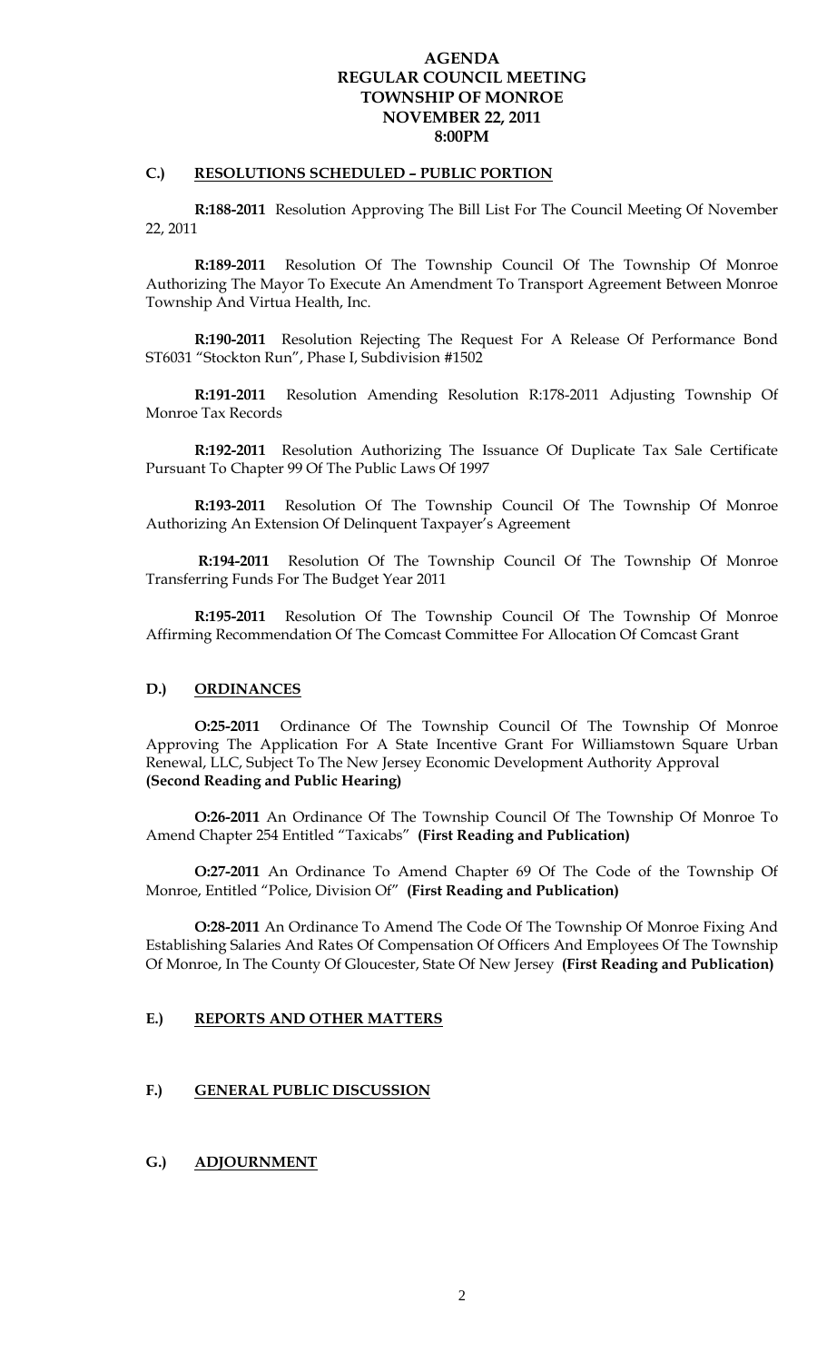# AGENDA
# REGULAR COUNCIL MEETING
# TOWNSHIP OF MONROE
# NOVEMBER 22, 2011
# 8:00PM

## C.) RESOLUTIONS SCHEDULED – PUBLIC PORTION

**R:188-2011** Resolution Approving The Bill List For The Council Meeting Of November 22, 2011

**R:189-2011** Resolution Of The Township Council Of The Township Of Monroe Authorizing The Mayor To Execute An Amendment To Transport Agreement Between Monroe Township And Virtua Health, Inc.

**R:190-2011** Resolution Rejecting The Request For A Release Of Performance Bond ST6031 "Stockton Run", Phase I, Subdivision #1502

**R:191-2011** Resolution Amending Resolution R:178-2011 Adjusting Township Of Monroe Tax Records

**R:192-2011** Resolution Authorizing The Issuance Of Duplicate Tax Sale Certificate Pursuant To Chapter 99 Of The Public Laws Of 1997

**R:193-2011** Resolution Of The Township Council Of The Township Of Monroe Authorizing An Extension Of Delinquent Taxpayer's Agreement

**R:194-2011** Resolution Of The Township Council Of The Township Of Monroe Transferring Funds For The Budget Year 2011

**R:195-2011** Resolution Of The Township Council Of The Township Of Monroe Affirming Recommendation Of The Comcast Committee For Allocation Of Comcast Grant

## D.) ORDINANCES

**O:25-2011** Ordinance Of The Township Council Of The Township Of Monroe Approving The Application For A State Incentive Grant For Williamstown Square Urban Renewal, LLC, Subject To The New Jersey Economic Development Authority Approval **(Second Reading and Public Hearing)**

**O:26-2011** An Ordinance Of The Township Council Of The Township Of Monroe To Amend Chapter 254 Entitled "Taxicabs" **(First Reading and Publication)**

**O:27-2011** An Ordinance To Amend Chapter 69 Of The Code of the Township Of Monroe, Entitled "Police, Division Of" **(First Reading and Publication)**

**O:28-2011** An Ordinance To Amend The Code Of The Township Of Monroe Fixing And Establishing Salaries And Rates Of Compensation Of Officers And Employees Of The Township Of Monroe, In The County Of Gloucester, State Of New Jersey **(First Reading and Publication)**

## E.) REPORTS AND OTHER MATTERS

## F.) GENERAL PUBLIC DISCUSSION

## G.) ADJOURNMENT